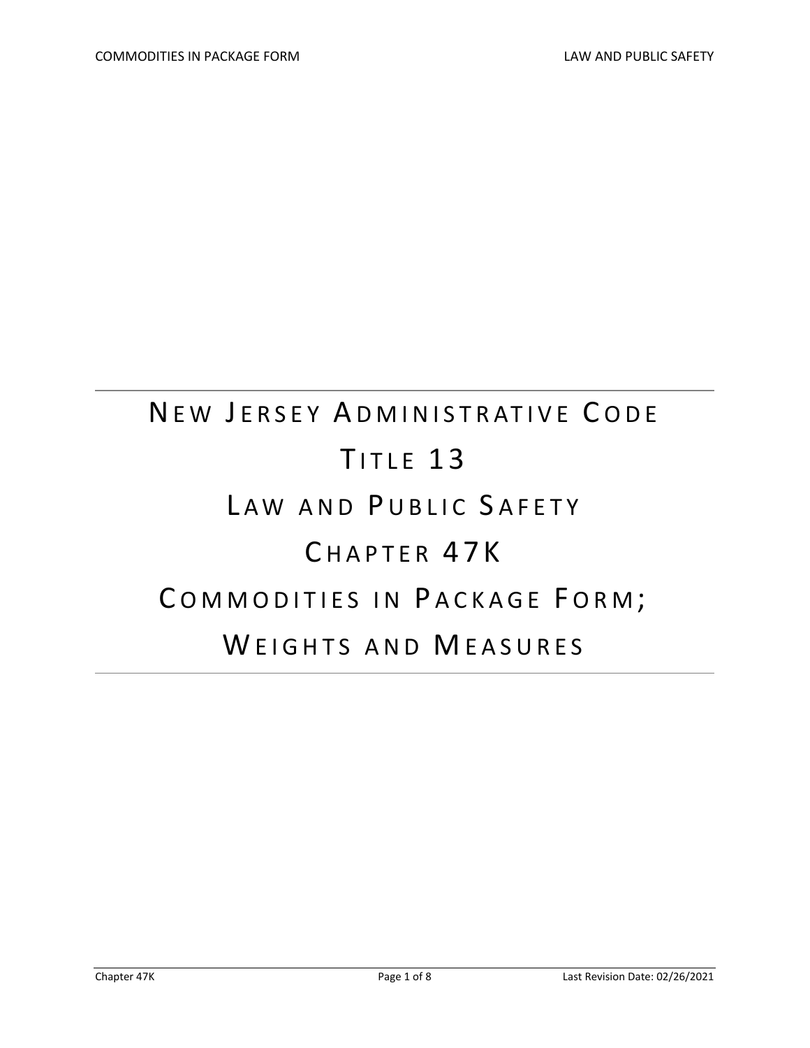# NEW JERSEY ADMINISTRATIVE CODE

# TITLE 13

# LAW AND PUBLIC SAFETY

# CHAPTER 47K

# COMMODITIES IN PACKAGE FORM;

# WEIGHTS AND MEASURES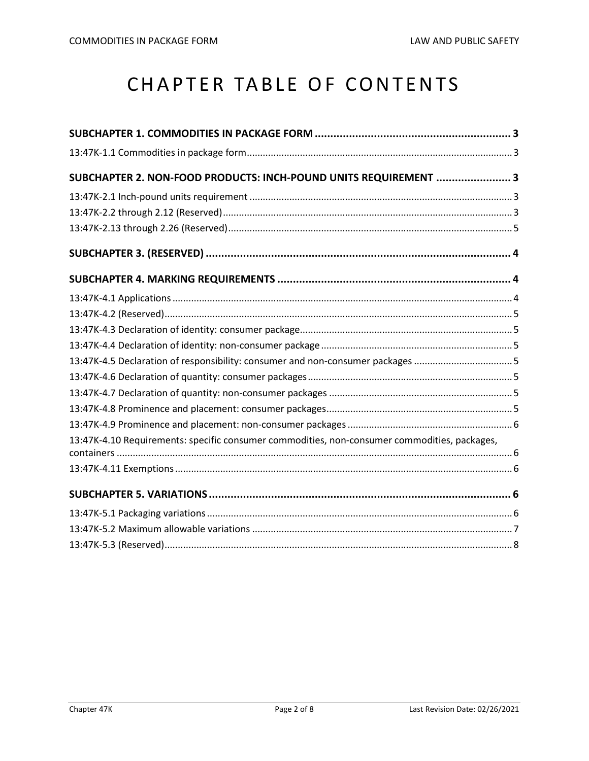# CHAPTER TABLE OF CONTENTS

**SUBCHAPTER 1. COMMODITIES IN PACKAGE FORM ........................................................... 3**

13:47K-1.1 Commodities in package form........................................................................................ 3

**SUBCHAPTER 2. NON-FOOD PRODUCTS: INCH-POUND UNITS REQUIREMENT ..................... 3**

13:47K-2.1 Inch-pound units requirement ..................................................................................... 3

13:47K-2.2 through 2.12 (Reserved)................................................................................................ 3

13:47K-2.13 through 2.26 (Reserved).............................................................................................. 5

**SUBCHAPTER 3. (RESERVED) ..................................................................................................... 4**

**SUBCHAPTER 4. MARKING REQUIREMENTS ............................................................................. 4**

13:47K-4.1 Applications ................................................................................................................... 4

13:47K-4.2 (Reserved)...................................................................................................................... 5

13:47K-4.3 Declaration of identity: consumer package.................................................................. 5

13:47K-4.4 Declaration of identity: non-consumer package .......................................................... 5

13:47K-4.5 Declaration of responsibility: consumer and non-consumer packages ........................ 5

13:47K-4.6 Declaration of quantity: consumer packages............................................................... 5

13:47K-4.7 Declaration of quantity: non-consumer packages ....................................................... 5

13:47K-4.8 Prominence and placement: consumer packages......................................................... 5

13:47K-4.9 Prominence and placement: non-consumer packages ................................................. 6

13:47K-4.10 Requirements: specific consumer commodities, non-consumer commodities, packages, containers ........................................................................................................................................ 6

13:47K-4.11 Exemptions .................................................................................................................. 6

**SUBCHAPTER 5. VARIATIONS .................................................................................................... 6**

13:47K-5.1 Packaging variations ..................................................................................................... 6

13:47K-5.2 Maximum allowable variations .................................................................................... 7

13:47K-5.3 (Reserved)...................................................................................................................... 8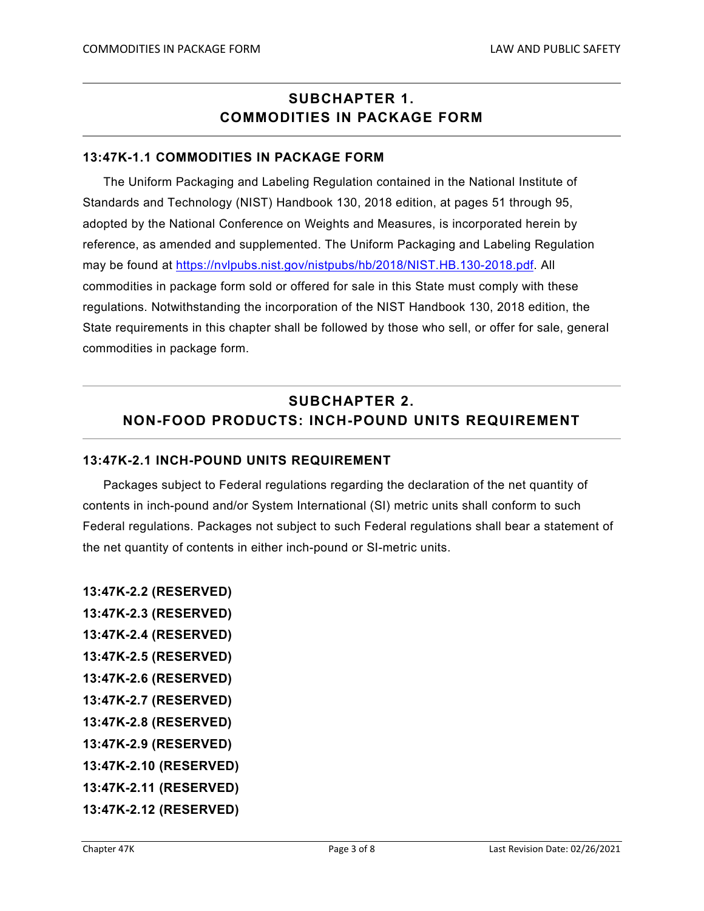## SUBCHAPTER 1.
## COMMODITIES IN PACKAGE FORM

### 13:47K-1.1 COMMODITIES IN PACKAGE FORM

The Uniform Packaging and Labeling Regulation contained in the National Institute of Standards and Technology (NIST) Handbook 130, 2018 edition, at pages 51 through 95, adopted by the National Conference on Weights and Measures, is incorporated herein by reference, as amended and supplemented. The Uniform Packaging and Labeling Regulation may be found at [https://nvlpubs.nist.gov/nistpubs/hb/2018/NIST.HB.130-2018.pdf](https://nvlpubs.nist.gov/nistpubs/hb/2018/NIST.HB.130-2018.pdf). All commodities in package form sold or offered for sale in this State must comply with these regulations. Notwithstanding the incorporation of the NIST Handbook 130, 2018 edition, the State requirements in this chapter shall be followed by those who sell, or offer for sale, general commodities in package form.

## SUBCHAPTER 2.
## NON-FOOD PRODUCTS: INCH-POUND UNITS REQUIREMENT

### 13:47K-2.1 INCH-POUND UNITS REQUIREMENT

Packages subject to Federal regulations regarding the declaration of the net quantity of contents in inch-pound and/or System International (SI) metric units shall conform to such Federal regulations. Packages not subject to such Federal regulations shall bear a statement of the net quantity of contents in either inch-pound or SI-metric units.

**13:47K-2.2 (RESERVED)**
**13:47K-2.3 (RESERVED)**
**13:47K-2.4 (RESERVED)**
**13:47K-2.5 (RESERVED)**
**13:47K-2.6 (RESERVED)**
**13:47K-2.7 (RESERVED)**
**13:47K-2.8 (RESERVED)**
**13:47K-2.9 (RESERVED)**
**13:47K-2.10 (RESERVED)**
**13:47K-2.11 (RESERVED)**
**13:47K-2.12 (RESERVED)**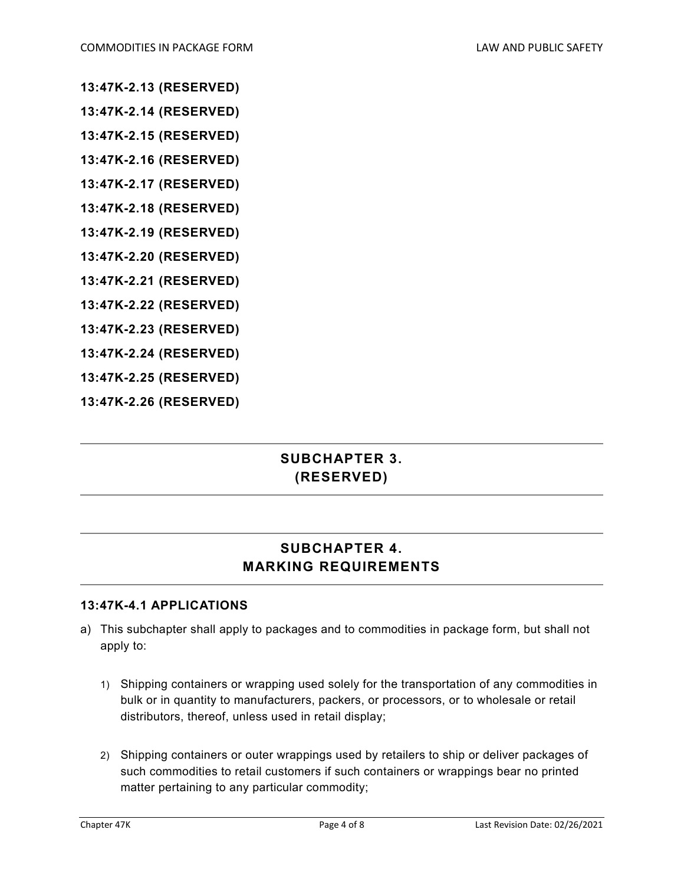**13:47K-2.13 (RESERVED)**

**13:47K-2.14 (RESERVED)**

**13:47K-2.15 (RESERVED)**

**13:47K-2.16 (RESERVED)**

**13:47K-2.17 (RESERVED)**

**13:47K-2.18 (RESERVED)**

**13:47K-2.19 (RESERVED)**

**13:47K-2.20 (RESERVED)**

**13:47K-2.21 (RESERVED)**

**13:47K-2.22 (RESERVED)**

**13:47K-2.23 (RESERVED)**

**13:47K-2.24 (RESERVED)**

**13:47K-2.25 (RESERVED)**

**13:47K-2.26 (RESERVED)**

## SUBCHAPTER 3. (RESERVED)

## SUBCHAPTER 4. MARKING REQUIREMENTS

### 13:47K-4.1 APPLICATIONS

a) This subchapter shall apply to packages and to commodities in package form, but shall not apply to:

1) Shipping containers or wrapping used solely for the transportation of any commodities in bulk or in quantity to manufacturers, packers, or processors, or to wholesale or retail distributors, thereof, unless used in retail display;

2) Shipping containers or outer wrappings used by retailers to ship or deliver packages of such commodities to retail customers if such containers or wrappings bear no printed matter pertaining to any particular commodity;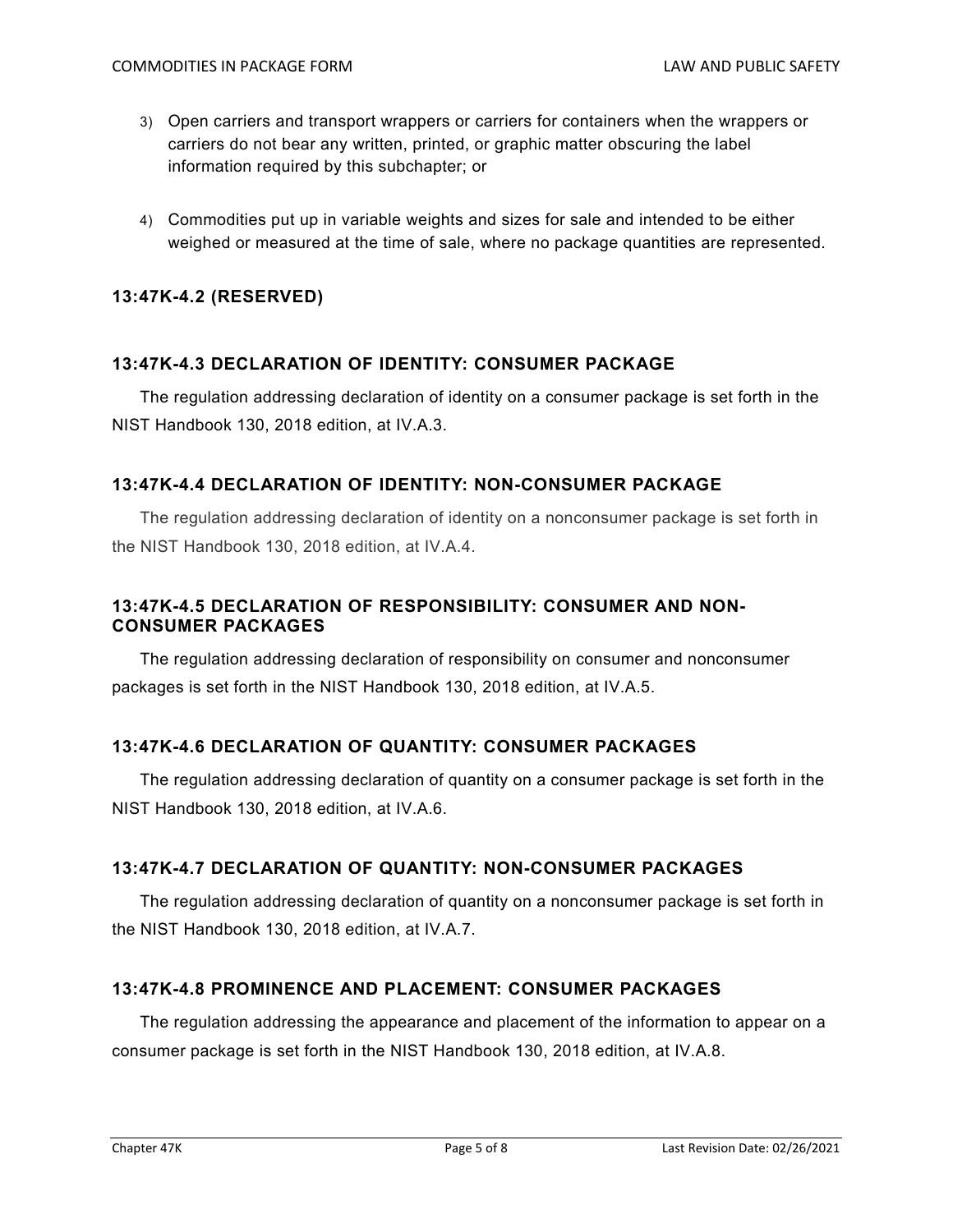3) Open carriers and transport wrappers or carriers for containers when the wrappers or carriers do not bear any written, printed, or graphic matter obscuring the label information required by this subchapter; or

4) Commodities put up in variable weights and sizes for sale and intended to be either weighed or measured at the time of sale, where no package quantities are represented.

### 13:47K-4.2 (RESERVED)

### 13:47K-4.3 DECLARATION OF IDENTITY: CONSUMER PACKAGE

The regulation addressing declaration of identity on a consumer package is set forth in the NIST Handbook 130, 2018 edition, at IV.A.3.

### 13:47K-4.4 DECLARATION OF IDENTITY: NON-CONSUMER PACKAGE

The regulation addressing declaration of identity on a nonconsumer package is set forth in the NIST Handbook 130, 2018 edition, at IV.A.4.

### 13:47K-4.5 DECLARATION OF RESPONSIBILITY: CONSUMER AND NON-CONSUMER PACKAGES

The regulation addressing declaration of responsibility on consumer and nonconsumer packages is set forth in the NIST Handbook 130, 2018 edition, at IV.A.5.

### 13:47K-4.6 DECLARATION OF QUANTITY: CONSUMER PACKAGES

The regulation addressing declaration of quantity on a consumer package is set forth in the NIST Handbook 130, 2018 edition, at IV.A.6.

### 13:47K-4.7 DECLARATION OF QUANTITY: NON-CONSUMER PACKAGES

The regulation addressing declaration of quantity on a nonconsumer package is set forth in the NIST Handbook 130, 2018 edition, at IV.A.7.

### 13:47K-4.8 PROMINENCE AND PLACEMENT: CONSUMER PACKAGES

The regulation addressing the appearance and placement of the information to appear on a consumer package is set forth in the NIST Handbook 130, 2018 edition, at IV.A.8.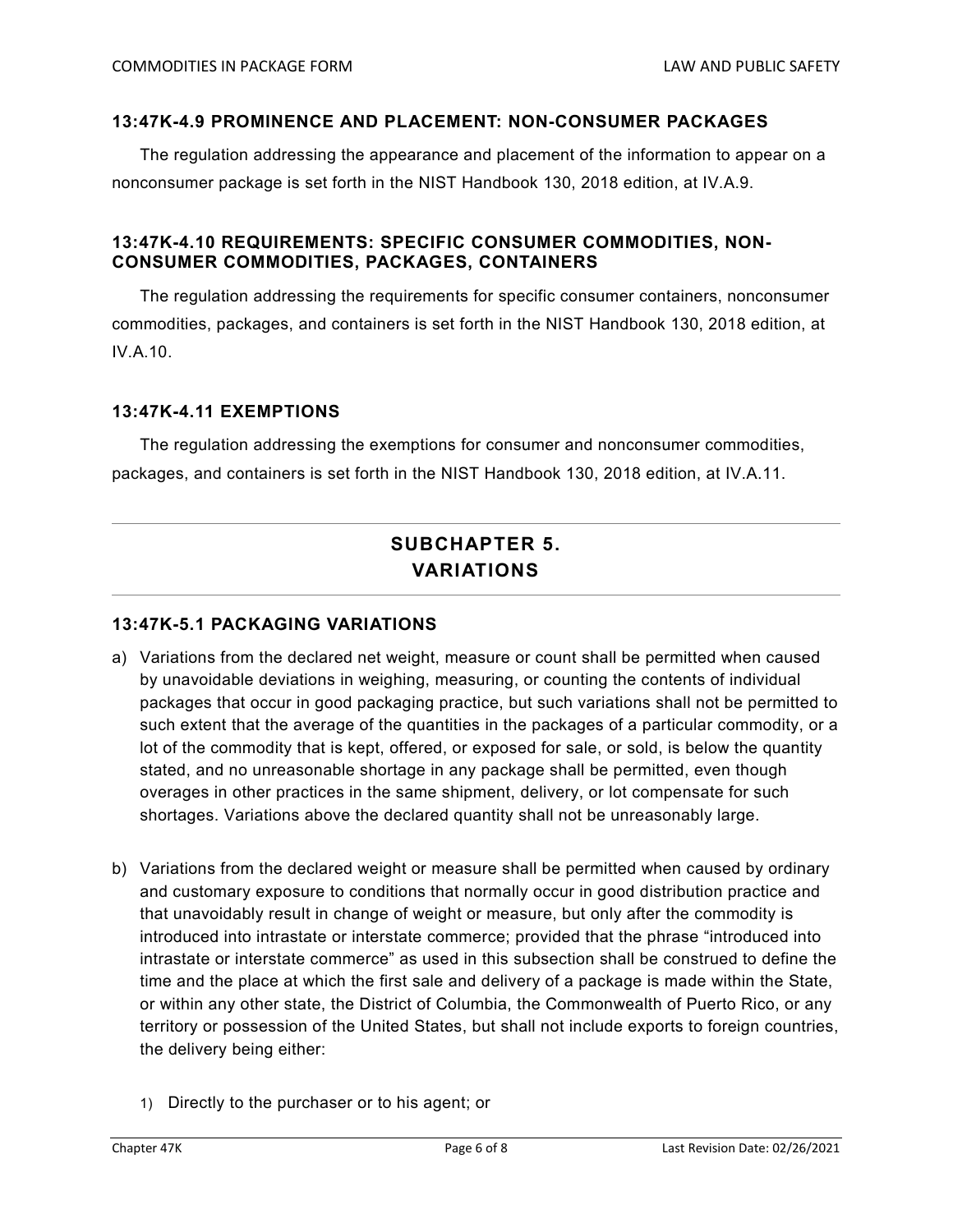### 13:47K-4.9 PROMINENCE AND PLACEMENT: NON-CONSUMER PACKAGES

The regulation addressing the appearance and placement of the information to appear on a nonconsumer package is set forth in the NIST Handbook 130, 2018 edition, at IV.A.9.

### 13:47K-4.10 REQUIREMENTS: SPECIFIC CONSUMER COMMODITIES, NON-CONSUMER COMMODITIES, PACKAGES, CONTAINERS

The regulation addressing the requirements for specific consumer containers, nonconsumer commodities, packages, and containers is set forth in the NIST Handbook 130, 2018 edition, at IV.A.10.

### 13:47K-4.11 EXEMPTIONS

The regulation addressing the exemptions for consumer and nonconsumer commodities, packages, and containers is set forth in the NIST Handbook 130, 2018 edition, at IV.A.11.

## SUBCHAPTER 5. VARIATIONS

### 13:47K-5.1 PACKAGING VARIATIONS

a) Variations from the declared net weight, measure or count shall be permitted when caused by unavoidable deviations in weighing, measuring, or counting the contents of individual packages that occur in good packaging practice, but such variations shall not be permitted to such extent that the average of the quantities in the packages of a particular commodity, or a lot of the commodity that is kept, offered, or exposed for sale, or sold, is below the quantity stated, and no unreasonable shortage in any package shall be permitted, even though overages in other practices in the same shipment, delivery, or lot compensate for such shortages. Variations above the declared quantity shall not be unreasonably large.

b) Variations from the declared weight or measure shall be permitted when caused by ordinary and customary exposure to conditions that normally occur in good distribution practice and that unavoidably result in change of weight or measure, but only after the commodity is introduced into intrastate or interstate commerce; provided that the phrase "introduced into intrastate or interstate commerce" as used in this subsection shall be construed to define the time and the place at which the first sale and delivery of a package is made within the State, or within any other state, the District of Columbia, the Commonwealth of Puerto Rico, or any territory or possession of the United States, but shall not include exports to foreign countries, the delivery being either:

   1) Directly to the purchaser or to his agent; or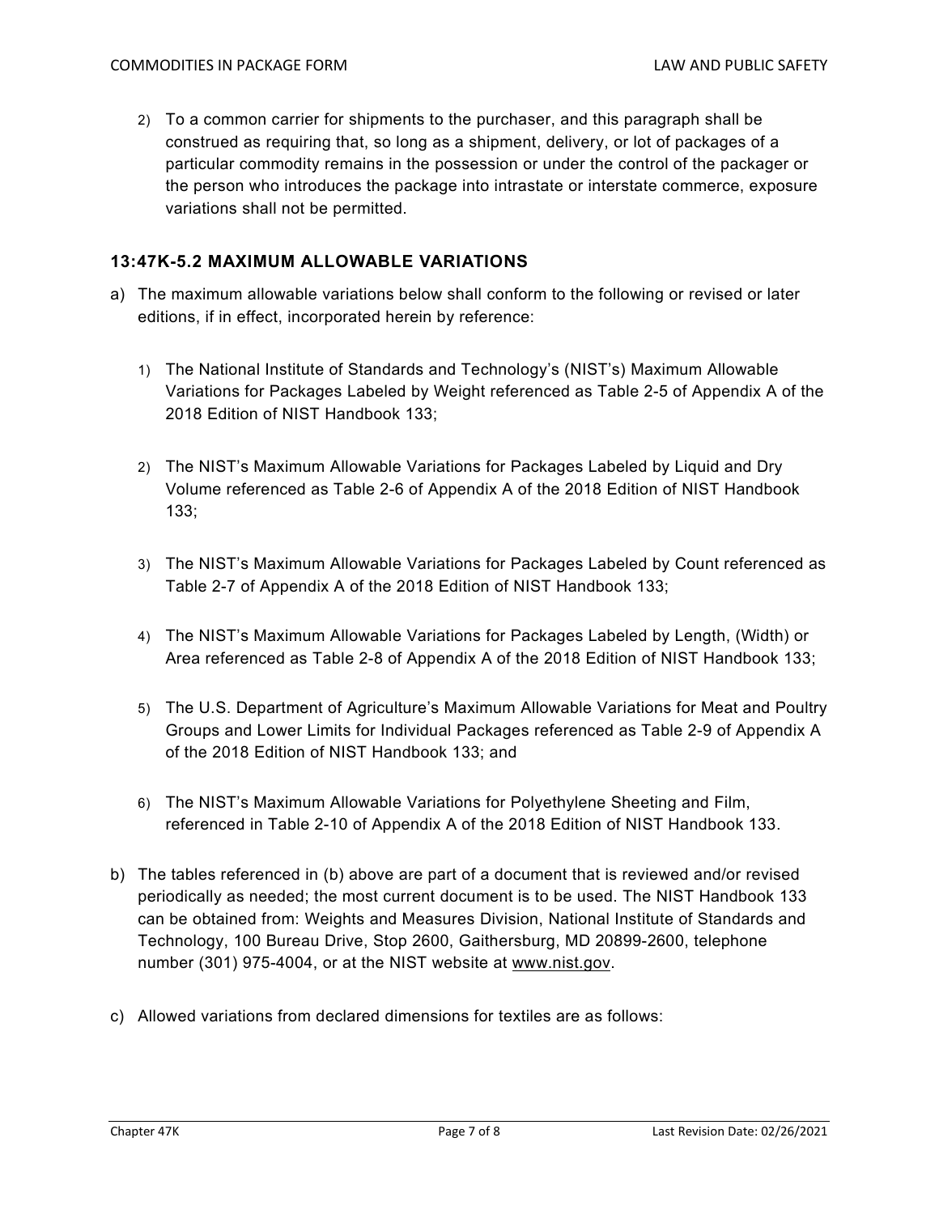2) To a common carrier for shipments to the purchaser, and this paragraph shall be construed as requiring that, so long as a shipment, delivery, or lot of packages of a particular commodity remains in the possession or under the control of the packager or the person who introduces the package into intrastate or interstate commerce, exposure variations shall not be permitted.

### 13:47K-5.2 MAXIMUM ALLOWABLE VARIATIONS

a) The maximum allowable variations below shall conform to the following or revised or later editions, if in effect, incorporated herein by reference:

   1) The National Institute of Standards and Technology's (NIST's) Maximum Allowable Variations for Packages Labeled by Weight referenced as Table 2-5 of Appendix A of the 2018 Edition of NIST Handbook 133;

   2) The NIST's Maximum Allowable Variations for Packages Labeled by Liquid and Dry Volume referenced as Table 2-6 of Appendix A of the 2018 Edition of NIST Handbook 133;

   3) The NIST's Maximum Allowable Variations for Packages Labeled by Count referenced as Table 2-7 of Appendix A of the 2018 Edition of NIST Handbook 133;

   4) The NIST's Maximum Allowable Variations for Packages Labeled by Length, (Width) or Area referenced as Table 2-8 of Appendix A of the 2018 Edition of NIST Handbook 133;

   5) The U.S. Department of Agriculture's Maximum Allowable Variations for Meat and Poultry Groups and Lower Limits for Individual Packages referenced as Table 2-9 of Appendix A of the 2018 Edition of NIST Handbook 133; and

   6) The NIST's Maximum Allowable Variations for Polyethylene Sheeting and Film, referenced in Table 2-10 of Appendix A of the 2018 Edition of NIST Handbook 133.

b) The tables referenced in (b) above are part of a document that is reviewed and/or revised periodically as needed; the most current document is to be used. The NIST Handbook 133 can be obtained from: Weights and Measures Division, National Institute of Standards and Technology, 100 Bureau Drive, Stop 2600, Gaithersburg, MD 20899-2600, telephone number (301) 975-4004, or at the NIST website at www.nist.gov.

c) Allowed variations from declared dimensions for textiles are as follows: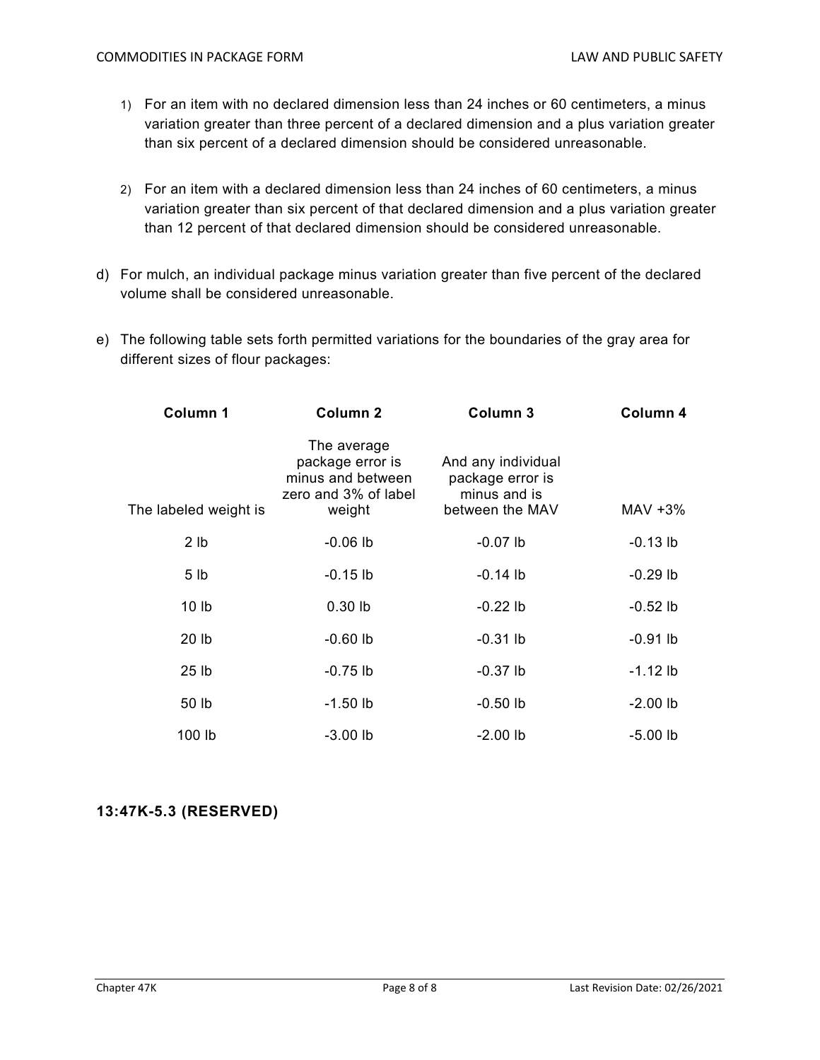1) For an item with no declared dimension less than 24 inches or 60 centimeters, a minus variation greater than three percent of a declared dimension and a plus variation greater than six percent of a declared dimension should be considered unreasonable.

2) For an item with a declared dimension less than 24 inches of 60 centimeters, a minus variation greater than six percent of that declared dimension and a plus variation greater than 12 percent of that declared dimension should be considered unreasonable.

d) For mulch, an individual package minus variation greater than five percent of the declared volume shall be considered unreasonable.

e) The following table sets forth permitted variations for the boundaries of the gray area for different sizes of flour packages:

| **Column 1** | **Column 2** | **Column 3** | **Column 4** |
|---|---|---|---|
| The labeled weight is | The average package error is minus and between zero and 3% of label weight | And any individual package error is minus and is between the MAV | MAV +3% |
| 2 lb | -0.06 lb | -0.07 lb | -0.13 lb |
| 5 lb | -0.15 lb | -0.14 lb | -0.29 lb |
| 10 lb | 0.30 lb | -0.22 lb | -0.52 lb |
| 20 lb | -0.60 lb | -0.31 lb | -0.91 lb |
| 25 lb | -0.75 lb | -0.37 lb | -1.12 lb |
| 50 lb | -1.50 lb | -0.50 lb | -2.00 lb |
| 100 lb | -3.00 lb | -2.00 lb | -5.00 lb |

### 13:47K-5.3 (RESERVED)